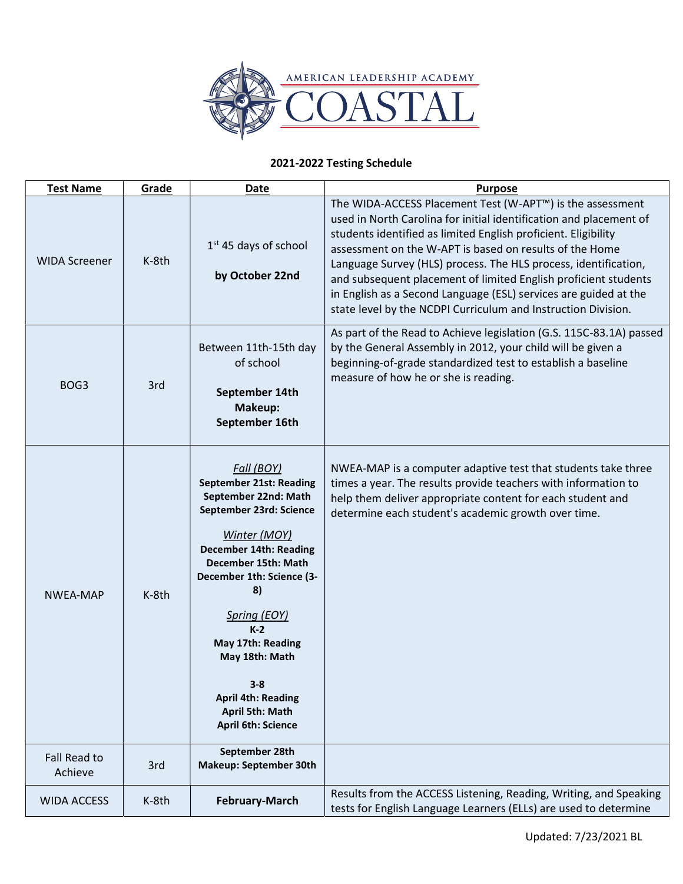AMERICAN LEADERSHIP ACADEMY

COASTAL

**2021-2022 Testing Schedule**

| Test Name | Grade | Date | Purpose |
|---|---|---|---|
| WIDA Screener | K-8th | 1st 45 days of school<br>**by October 22nd** | The WIDA-ACCESS Placement Test (W-APT™) is the assessment used in North Carolina for initial identification and placement of students identified as limited English proficient. Eligibility assessment on the W-APT is based on results of the Home Language Survey (HLS) process. The HLS process, identification, and subsequent placement of limited English proficient students in English as a Second Language (ESL) services are guided at the state level by the NCDPI Curriculum and Instruction Division. |
| BOG3 | 3rd | Between 11th-15th day of school<br>**September 14th**<br>**Makeup:**<br>**September 16th** | As part of the Read to Achieve legislation (G.S. 115C-83.1A) passed by the General Assembly in 2012, your child will be given a beginning-of-grade standardized test to establish a baseline measure of how he or she is reading. |
| NWEA-MAP | K-8th | *Fall (BOY)*<br>**September 21st: Reading**<br>**September 22nd: Math**<br>**September 23rd: Science**<br>*Winter (MOY)*<br>**December 14th: Reading**<br>**December 15th: Math**<br>**December 1th: Science (3-8)**<br>*Spring (EOY)*<br>**K-2**<br>**May 17th: Reading**<br>**May 18th: Math**<br>**3-8**<br>**April 4th: Reading**<br>**April 5th: Math**<br>**April 6th: Science** | NWEA-MAP is a computer adaptive test that students take three times a year. The results provide teachers with information to help them deliver appropriate content for each student and determine each student's academic growth over time. |
| Fall Read to Achieve | 3rd | **September 28th**<br>**Makeup: September 30th** | |
| WIDA ACCESS | K-8th | **February-March** | Results from the ACCESS Listening, Reading, Writing, and Speaking tests for English Language Learners (ELLs) are used to determine |

Updated: 7/23/2021 BL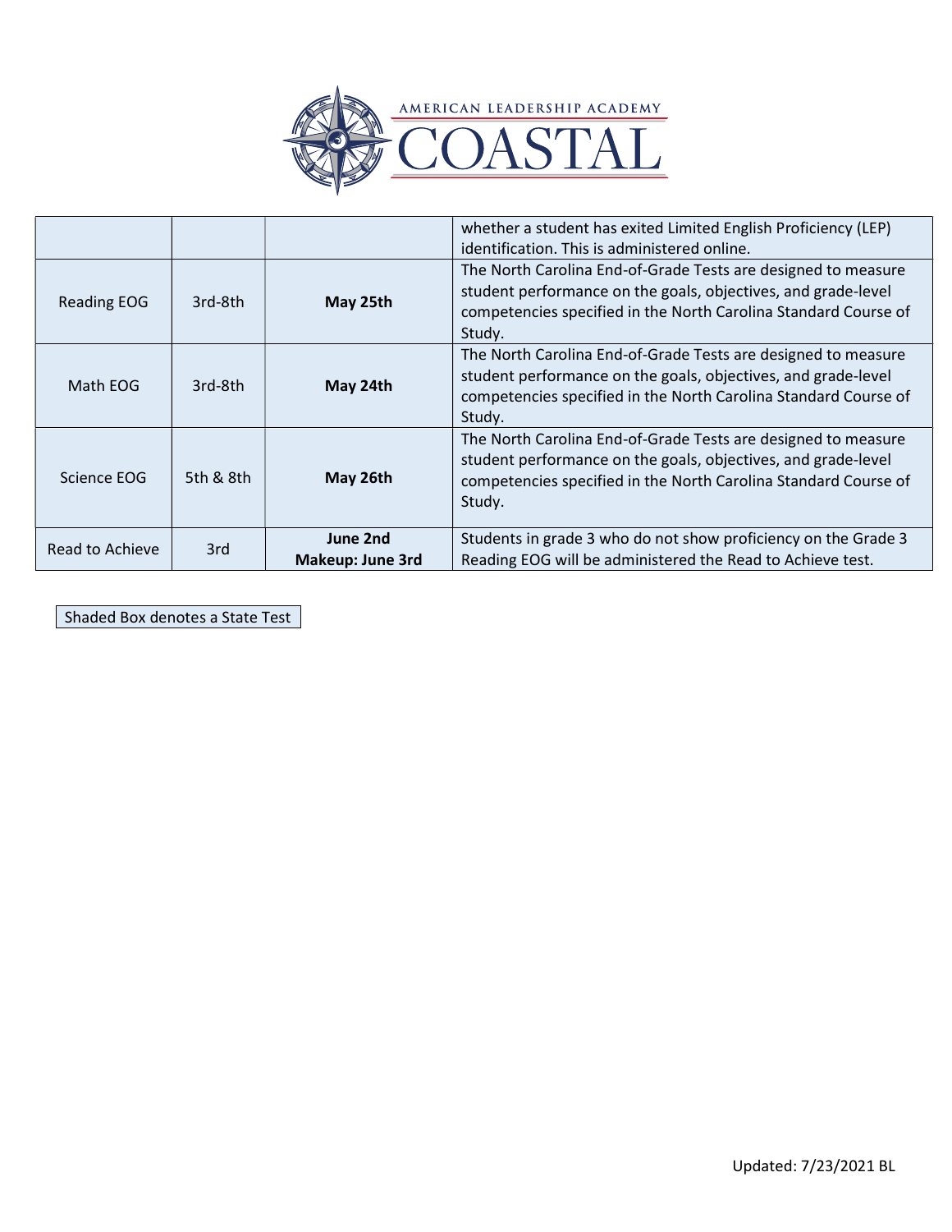| | | | |
|---|---|---|---|
| | | | whether a student has exited Limited English Proficiency (LEP) identification. This is administered online. |
| Reading EOG | 3rd-8th | **May 25th** | The North Carolina End-of-Grade Tests are designed to measure student performance on the goals, objectives, and grade-level competencies specified in the North Carolina Standard Course of Study. |
| Math EOG | 3rd-8th | **May 24th** | The North Carolina End-of-Grade Tests are designed to measure student performance on the goals, objectives, and grade-level competencies specified in the North Carolina Standard Course of Study. |
| Science EOG | 5th & 8th | **May 26th** | The North Carolina End-of-Grade Tests are designed to measure student performance on the goals, objectives, and grade-level competencies specified in the North Carolina Standard Course of Study. |
| Read to Achieve | 3rd | **June 2nd**<br>**Makeup: June 3rd** | Students in grade 3 who do not show proficiency on the Grade 3 Reading EOG will be administered the Read to Achieve test. |

Shaded Box denotes a State Test

Updated: 7/23/2021 BL